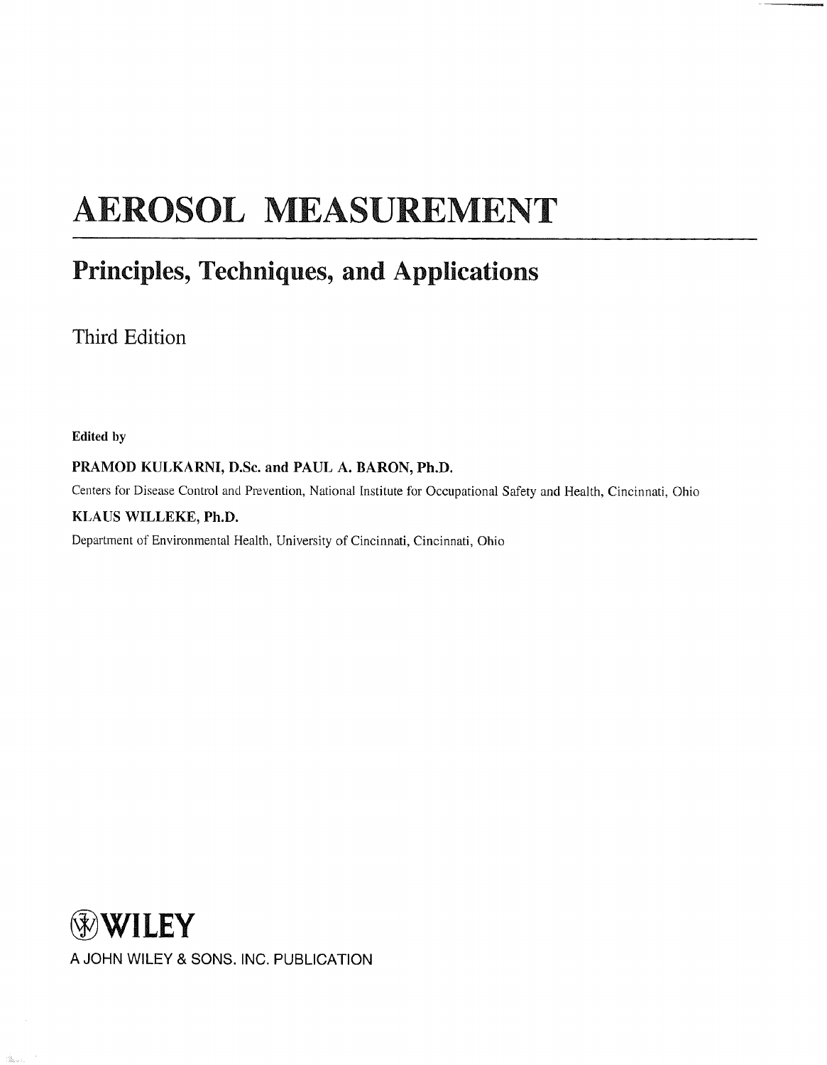# AEROSOL MEASUREMENT

## Principles, Techniques, and Applications

Third Edition

**Edited by**

**PRAMOD KULKARNI, D.Sc. and PAUL A. BARON, Ph.D.**

Centers for Disease Control and Prevention, National Institute for Occupational Safety and Health, Cincinnati, Ohio

**KLAUS WILLEKE, Ph.D.**

Department of Environmental Health, University of Cincinnati, Cincinnati, Ohio

**WILEY**

A JOHN WILEY & SONS, INC. PUBLICATION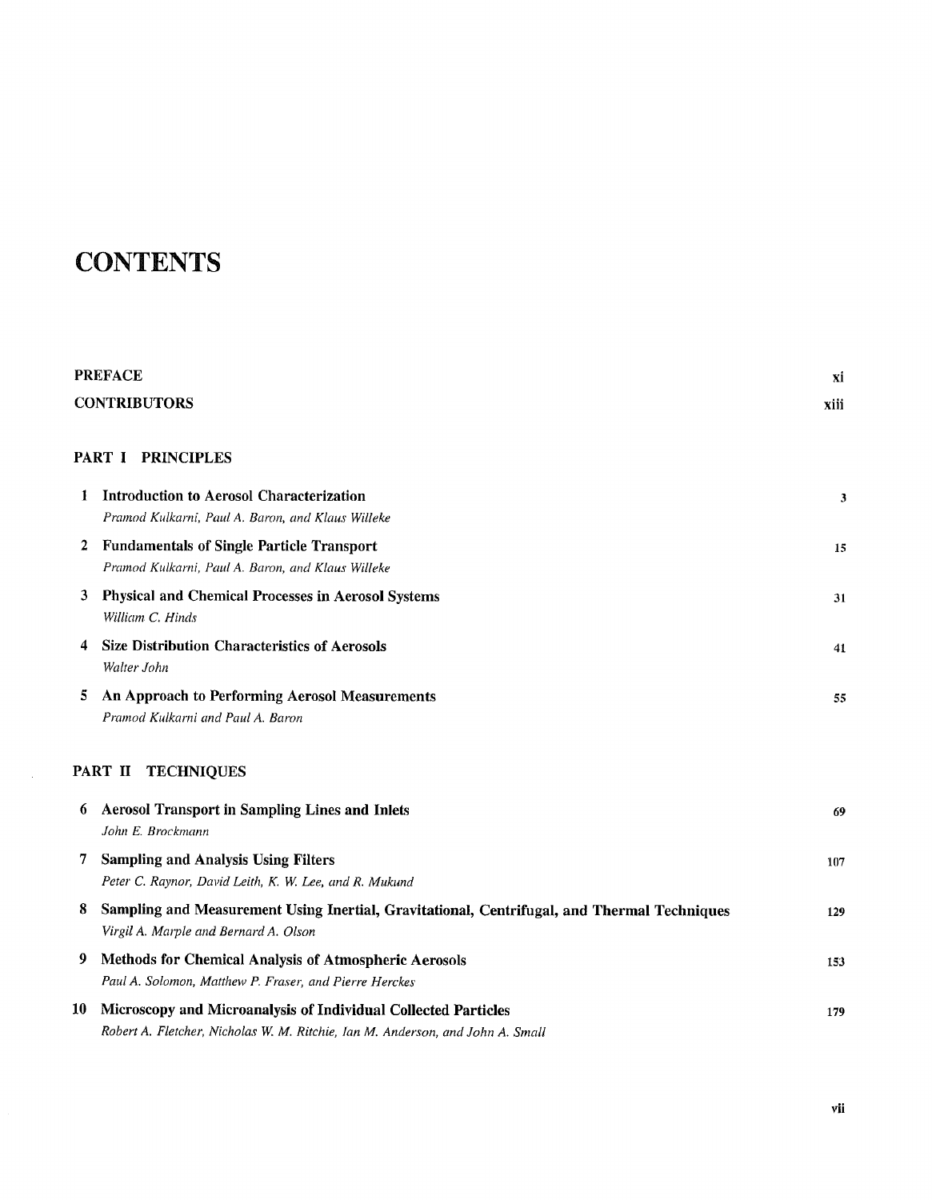# CONTENTS

| | | |
|---|---|---|
| **PREFACE** | | xi |
| **CONTRIBUTORS** | | xiii |

## PART I PRINCIPLES

| | | |
|---|---|---|
| **1** | **Introduction to Aerosol Characterization**<br>*Pramod Kulkarni, Paul A. Baron, and Klaus Willeke* | 3 |
| **2** | **Fundamentals of Single Particle Transport**<br>*Pramod Kulkarni, Paul A. Baron, and Klaus Willeke* | 15 |
| **3** | **Physical and Chemical Processes in Aerosol Systems**<br>*William C. Hinds* | 31 |
| **4** | **Size Distribution Characteristics of Aerosols**<br>*Walter John* | 41 |
| **5** | **An Approach to Performing Aerosol Measurements**<br>*Pramod Kulkarni and Paul A. Baron* | 55 |

## PART II TECHNIQUES

| | | |
|---|---|---|
| **6** | **Aerosol Transport in Sampling Lines and Inlets**<br>*John E. Brockmann* | 69 |
| **7** | **Sampling and Analysis Using Filters**<br>*Peter C. Raynor, David Leith, K. W. Lee, and R. Mukund* | 107 |
| **8** | **Sampling and Measurement Using Inertial, Gravitational, Centrifugal, and Thermal Techniques**<br>*Virgil A. Marple and Bernard A. Olson* | 129 |
| **9** | **Methods for Chemical Analysis of Atmospheric Aerosols**<br>*Paul A. Solomon, Matthew P. Fraser, and Pierre Herckes* | 153 |
| **10** | **Microscopy and Microanalysis of Individual Collected Particles**<br>*Robert A. Fletcher, Nicholas W. M. Ritchie, Ian M. Anderson, and John A. Small* | 179 |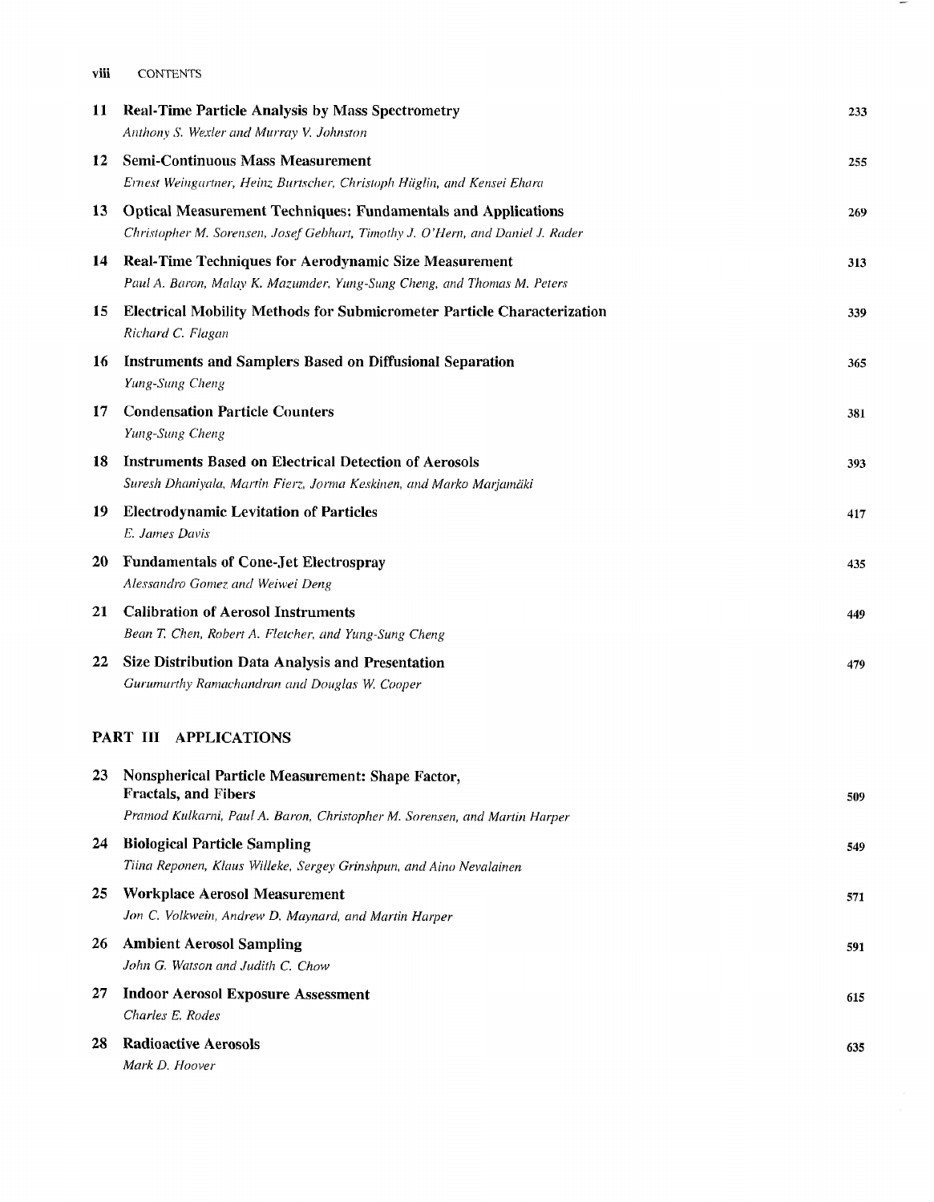| | | |
|---|---|---|
| **11** | **Real-Time Particle Analysis by Mass Spectrometry**<br>*Anthony S. Wexler and Murray V. Johnston* | 233 |
| **12** | **Semi-Continuous Mass Measurement**<br>*Ernest Weingartner, Heinz Burtscher, Christoph Hüglin, and Kensei Ehara* | 255 |
| **13** | **Optical Measurement Techniques: Fundamentals and Applications**<br>*Christopher M. Sorensen, Josef Gebhart, Timothy J. O'Hern, and Daniel J. Rader* | 269 |
| **14** | **Real-Time Techniques for Aerodynamic Size Measurement**<br>*Paul A. Baron, Malay K. Mazumder, Yung-Sung Cheng, and Thomas M. Peters* | 313 |
| **15** | **Electrical Mobility Methods for Submicrometer Particle Characterization**<br>*Richard C. Flagan* | 339 |
| **16** | **Instruments and Samplers Based on Diffusional Separation**<br>*Yung-Sung Cheng* | 365 |
| **17** | **Condensation Particle Counters**<br>*Yung-Sung Cheng* | 381 |
| **18** | **Instruments Based on Electrical Detection of Aerosols**<br>*Suresh Dhaniyala, Martin Fierz, Jorma Keskinen, and Marko Marjamäki* | 393 |
| **19** | **Electrodynamic Levitation of Particles**<br>*E. James Davis* | 417 |
| **20** | **Fundamentals of Cone-Jet Electrospray**<br>*Alessandro Gomez and Weiwei Deng* | 435 |
| **21** | **Calibration of Aerosol Instruments**<br>*Bean T. Chen, Robert A. Fletcher, and Yung-Sung Cheng* | 449 |
| **22** | **Size Distribution Data Analysis and Presentation**<br>*Gurumurthy Ramachandran and Douglas W. Cooper* | 479 |

## PART III APPLICATIONS

| | | |
|---|---|---|
| **23** | **Nonspherical Particle Measurement: Shape Factor, Fractals, and Fibers**<br>*Pramod Kulkarni, Paul A. Baron, Christopher M. Sorensen, and Martin Harper* | 509 |
| **24** | **Biological Particle Sampling**<br>*Tiina Reponen, Klaus Willeke, Sergey Grinshpun, and Aino Nevalainen* | 549 |
| **25** | **Workplace Aerosol Measurement**<br>*Jon C. Volkwein, Andrew D. Maynard, and Martin Harper* | 571 |
| **26** | **Ambient Aerosol Sampling**<br>*John G. Watson and Judith C. Chow* | 591 |
| **27** | **Indoor Aerosol Exposure Assessment**<br>*Charles E. Rodes* | 615 |
| **28** | **Radioactive Aerosols**<br>*Mark D. Hoover* | 635 |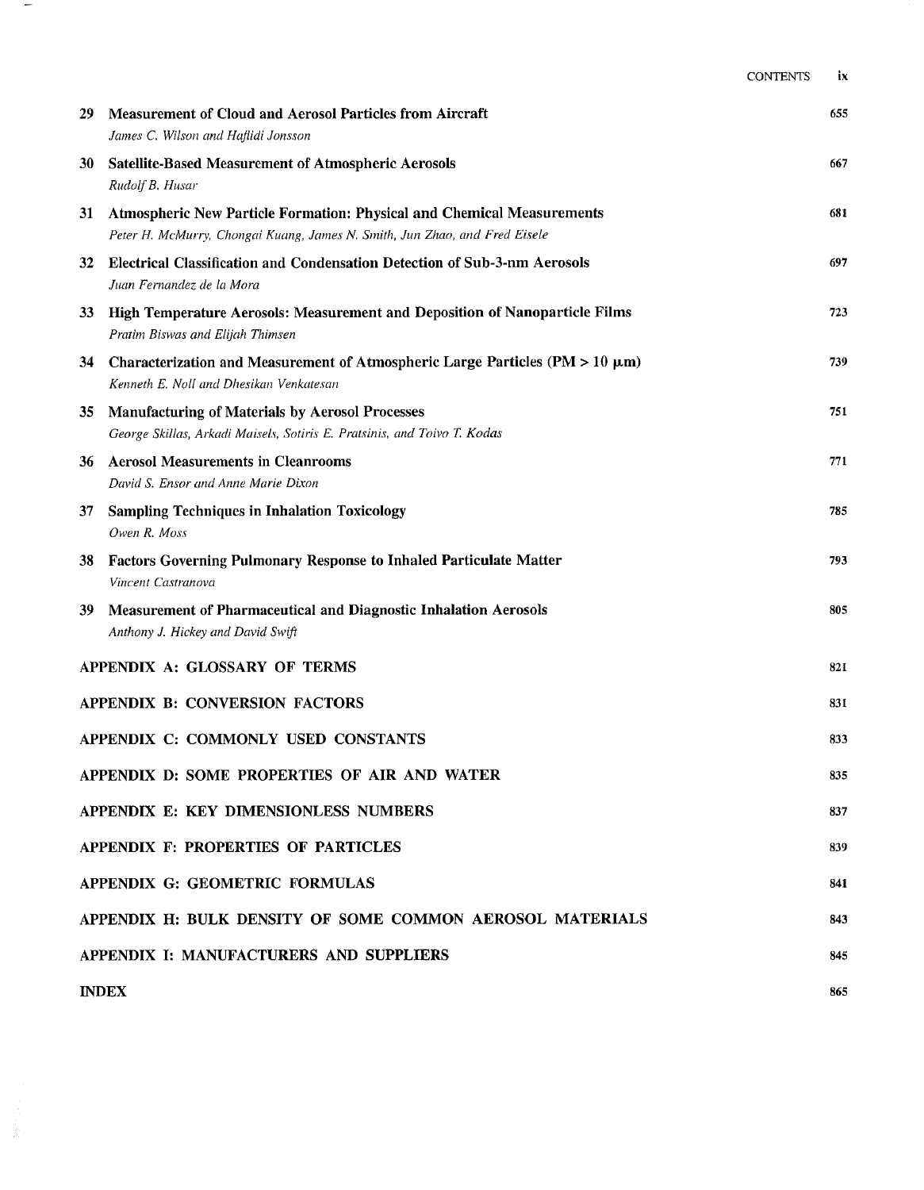**29 Measurement of Cloud and Aerosol Particles from Aircraft** 655
*James C. Wilson and Haflidi Jonsson*

**30 Satellite-Based Measurement of Atmospheric Aerosols** 667
*Rudolf B. Husar*

**31 Atmospheric New Particle Formation: Physical and Chemical Measurements** 681
*Peter H. McMurry, Chongai Kuang, James N. Smith, Jun Zhao, and Fred Eisele*

**32 Electrical Classification and Condensation Detection of Sub-3-nm Aerosols** 697
*Juan Fernandez de la Mora*

**33 High Temperature Aerosols: Measurement and Deposition of Nanoparticle Films** 723
*Pratim Biswas and Elijah Thimsen*

**34 Characterization and Measurement of Atmospheric Large Particles (PM > 10 μm)** 739
*Kenneth E. Noll and Dhesikan Venkatesan*

**35 Manufacturing of Materials by Aerosol Processes** 751
*George Skillas, Arkadi Maisels, Sotiris E. Pratsinis, and Toivo T. Kodas*

**36 Aerosol Measurements in Cleanrooms** 771
*David S. Ensor and Anne Marie Dixon*

**37 Sampling Techniques in Inhalation Toxicology** 785
*Owen R. Moss*

**38 Factors Governing Pulmonary Response to Inhaled Particulate Matter** 793
*Vincent Castranova*

**39 Measurement of Pharmaceutical and Diagnostic Inhalation Aerosols** 805
*Anthony J. Hickey and David Swift*

**APPENDIX A: GLOSSARY OF TERMS** 821

**APPENDIX B: CONVERSION FACTORS** 831

**APPENDIX C: COMMONLY USED CONSTANTS** 833

**APPENDIX D: SOME PROPERTIES OF AIR AND WATER** 835

**APPENDIX E: KEY DIMENSIONLESS NUMBERS** 837

**APPENDIX F: PROPERTIES OF PARTICLES** 839

**APPENDIX G: GEOMETRIC FORMULAS** 841

**APPENDIX H: BULK DENSITY OF SOME COMMON AEROSOL MATERIALS** 843

**APPENDIX I: MANUFACTURERS AND SUPPLIERS** 845

**INDEX** 865